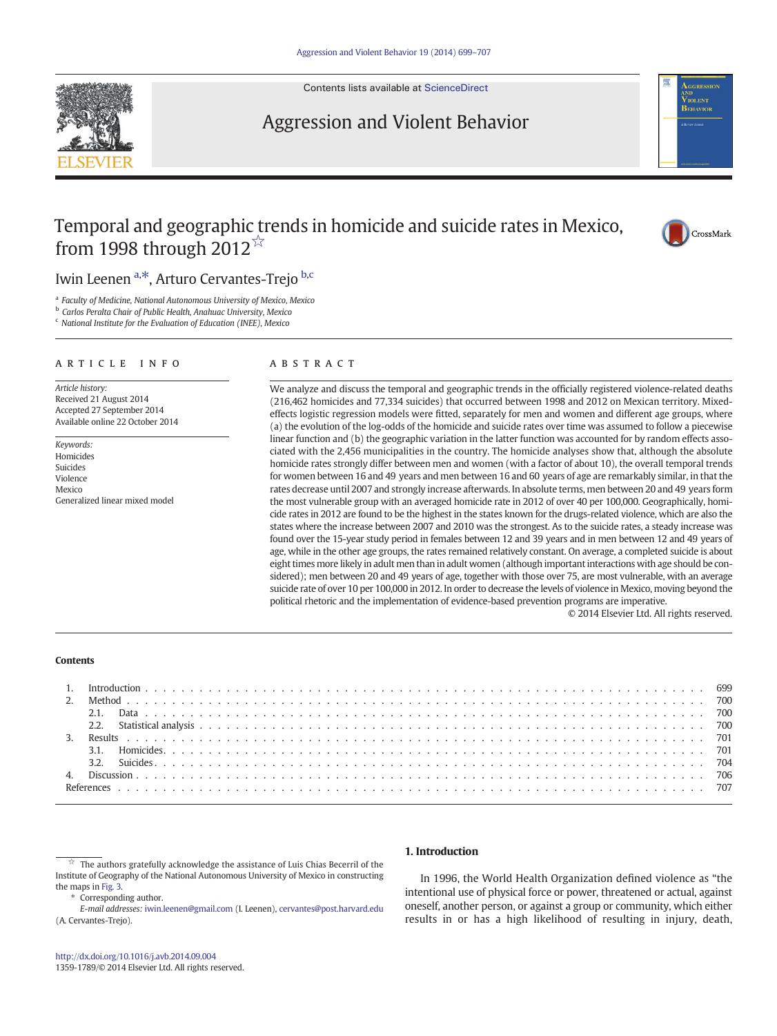# Temporal and geographic trends in homicide and suicide rates in Mexico, from 1998 through 2012 ☆

Iwin Leenen [a,*], Arturo Cervantes-Trejo [b,c]

[a] Faculty of Medicine, National Autonomous University of Mexico, Mexico
[b] Carlos Peralta Chair of Public Health, Anahuac University, Mexico
[c] National Institute for the Evaluation of Education (INEE), Mexico

## ARTICLE INFO

*Article history:*
Received 21 August 2014
Accepted 27 September 2014
Available online 22 October 2014

*Keywords:*
Homicides
Suicides
Violence
Mexico
Generalized linear mixed model

## ABSTRACT

We analyze and discuss the temporal and geographic trends in the officially registered violence-related deaths (216,462 homicides and 77,334 suicides) that occurred between 1998 and 2012 on Mexican territory. Mixed-effects logistic regression models were fitted, separately for men and women and different age groups, where (a) the evolution of the log-odds of the homicide and suicide rates over time was assumed to follow a piecewise linear function and (b) the geographic variation in the latter function was accounted for by random effects associated with the 2,456 municipalities in the country. The homicide analyses show that, although the absolute homicide rates strongly differ between men and women (with a factor of about 10), the overall temporal trends for women between 16 and 49 years and men between 16 and 60 years of age are remarkably similar, in that the rates decrease until 2007 and strongly increase afterwards. In absolute terms, men between 20 and 49 years form the most vulnerable group with an averaged homicide rate in 2012 of over 40 per 100,000. Geographically, homicide rates in 2012 are found to be the highest in the states known for the drugs-related violence, which are also the states where the increase between 2007 and 2010 was the strongest. As to the suicide rates, a steady increase was found over the 15-year study period in females between 12 and 39 years and in men between 12 and 49 years of age, while in the other age groups, the rates remained relatively constant. On average, a completed suicide is about eight times more likely in adult men than in adult women (although important interactions with age should be considered); men between 20 and 49 years of age, together with those over 75, are most vulnerable, with an average suicide rate of over 10 per 100,000 in 2012. In order to decrease the levels of violence in Mexico, moving beyond the political rhetoric and the implementation of evidence-based prevention programs are imperative.

© 2014 Elsevier Ltd. All rights reserved.

**Contents**

1. Introduction . . . 699
2. Method . . . 700
   2.1. Data . . . 700
   2.2. Statistical analysis . . . 700
3. Results . . . 701
   3.1. Homicides . . . 701
   3.2. Suicides . . . 704
4. Discussion . . . 706

References . . . 707

## 1. Introduction

In 1996, the World Health Organization defined violence as "the intentional use of physical force or power, threatened or actual, against oneself, another person, or against a group or community, which either results in or has a high likelihood of resulting in injury, death,

☆ The authors gratefully acknowledge the assistance of Luis Chias Becerril of the Institute of Geography of the National Autonomous University of Mexico in constructing the maps in Fig. 3.

\* Corresponding author.
*E-mail addresses:* iwin.leenen@gmail.com (I. Leenen), cervantes@post.harvard.edu (A. Cervantes-Trejo).

http://dx.doi.org/10.1016/j.avb.2014.09.004
1359-1789/© 2014 Elsevier Ltd. All rights reserved.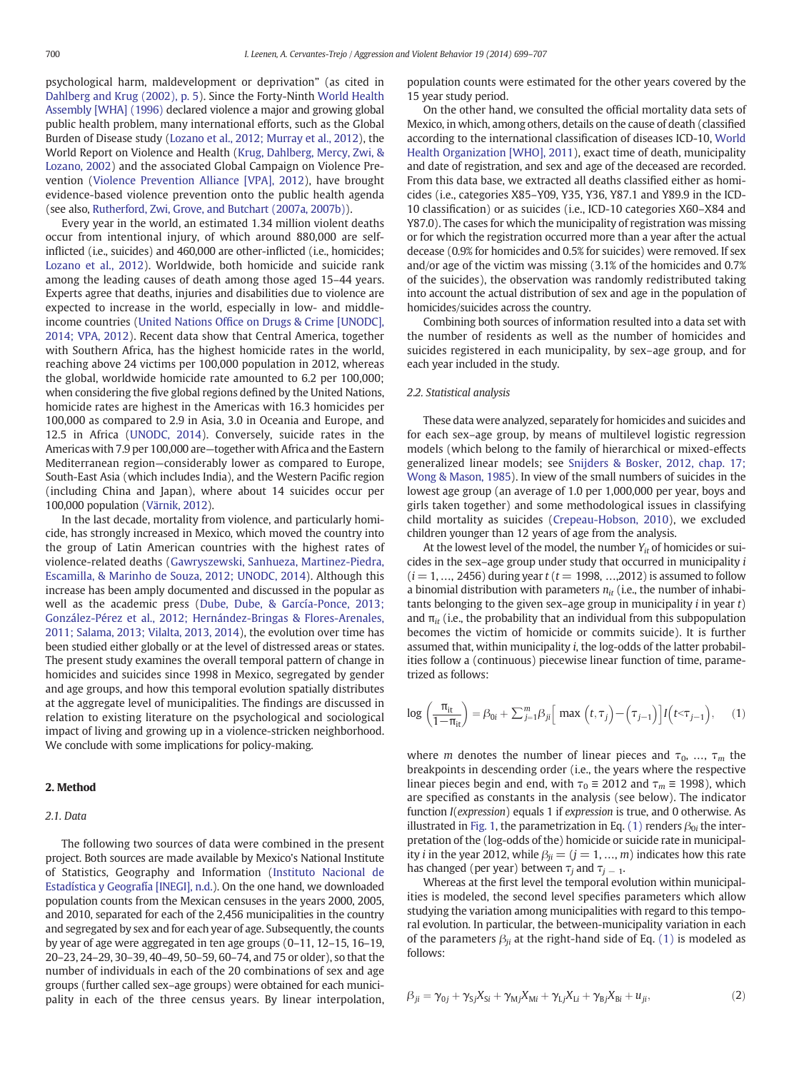psychological harm, maldevelopment or deprivation" (as cited in Dahlberg and Krug (2002), p. 5). Since the Forty-Ninth World Health Assembly [WHA] (1996) declared violence a major and growing global public health problem, many international efforts, such as the Global Burden of Disease study (Lozano et al., 2012; Murray et al., 2012), the World Report on Violence and Health (Krug, Dahlberg, Mercy, Zwi, & Lozano, 2002) and the associated Global Campaign on Violence Prevention (Violence Prevention Alliance [VPA], 2012), have brought evidence-based violence prevention onto the public health agenda (see also, Rutherford, Zwi, Grove, and Butchart (2007a, 2007b)).

Every year in the world, an estimated 1.34 million violent deaths occur from intentional injury, of which around 880,000 are self-inflicted (i.e., suicides) and 460,000 are other-inflicted (i.e., homicides; Lozano et al., 2012). Worldwide, both homicide and suicide rank among the leading causes of death among those aged 15–44 years. Experts agree that deaths, injuries and disabilities due to violence are expected to increase in the world, especially in low- and middle-income countries (United Nations Office on Drugs & Crime [UNODC], 2014; VPA, 2012). Recent data show that Central America, together with Southern Africa, has the highest homicide rates in the world, reaching above 24 victims per 100,000 population in 2012, whereas the global, worldwide homicide rate amounted to 6.2 per 100,000; when considering the five global regions defined by the United Nations, homicide rates are highest in the Americas with 16.3 homicides per 100,000 as compared to 2.9 in Asia, 3.0 in Oceania and Europe, and 12.5 in Africa (UNODC, 2014). Conversely, suicide rates in the Americas with 7.9 per 100,000 are—together with Africa and the Eastern Mediterranean region—considerably lower as compared to Europe, South-East Asia (which includes India), and the Western Pacific region (including China and Japan), where about 14 suicides occur per 100,000 population (Värnik, 2012).

In the last decade, mortality from violence, and particularly homicide, has strongly increased in Mexico, which moved the country into the group of Latin American countries with the highest rates of violence-related deaths (Gawryszewski, Sanhueza, Martinez-Piedra, Escamilla, & Marinho de Souza, 2012; UNODC, 2014). Although this increase has been amply documented and discussed in the popular as well as the academic press (Dube, Dube, & García-Ponce, 2013; González-Pérez et al., 2012; Hernández-Bringas & Flores-Arenales, 2011; Salama, 2013; Vilalta, 2013, 2014), the evolution over time has been studied either globally or at the level of distressed areas or states. The present study examines the overall temporal pattern of change in homicides and suicides since 1998 in Mexico, segregated by gender and age groups, and how this temporal evolution spatially distributes at the aggregate level of municipalities. The findings are discussed in relation to existing literature on the psychological and sociological impact of living and growing up in a violence-stricken neighborhood. We conclude with some implications for policy-making.

## 2. Method

### 2.1. Data

The following two sources of data were combined in the present project. Both sources are made available by Mexico's National Institute of Statistics, Geography and Information (Instituto Nacional de Estadística y Geografía [INEGI], n.d.). On the one hand, we downloaded population counts from the Mexican censuses in the years 2000, 2005, and 2010, separated for each of the 2,456 municipalities in the country and segregated by sex and for each year of age. Subsequently, the counts by year of age were aggregated in ten age groups (0–11, 12–15, 16–19, 20–23, 24–29, 30–39, 40–49, 50–59, 60–74, and 75 or older), so that the number of individuals in each of the 20 combinations of sex and age groups (further called sex–age groups) were obtained for each municipality in each of the three census years. By linear interpolation, population counts were estimated for the other years covered by the 15 year study period.

On the other hand, we consulted the official mortality data sets of Mexico, in which, among others, details on the cause of death (classified according to the international classification of diseases ICD-10, World Health Organization [WHO], 2011), exact time of death, municipality and date of registration, and sex and age of the deceased are recorded. From this data base, we extracted all deaths classified either as homicides (i.e., categories X85–Y09, Y35, Y36, Y87.1 and Y89.9 in the ICD-10 classification) or as suicides (i.e., ICD-10 categories X60–X84 and Y87.0). The cases for which the municipality of registration was missing or for which the registration occurred more than a year after the actual decease (0.9% for homicides and 0.5% for suicides) were removed. If sex and/or age of the victim was missing (3.1% of the homicides and 0.7% of the suicides), the observation was randomly redistributed taking into account the actual distribution of sex and age in the population of homicides/suicides across the country.

Combining both sources of information resulted into a data set with the number of residents as well as the number of homicides and suicides registered in each municipality, by sex–age group, and for each year included in the study.

### 2.2. Statistical analysis

These data were analyzed, separately for homicides and suicides and for each sex–age group, by means of multilevel logistic regression models (which belong to the family of hierarchical or mixed-effects generalized linear models; see Snijders & Bosker, 2012, chap. 17; Wong & Mason, 1985). In view of the small numbers of suicides in the lowest age group (an average of 1.0 per 1,000,000 per year, boys and girls taken together) and some methodological issues in classifying child mortality as suicides (Crepeau-Hobson, 2010), we excluded children younger than 12 years of age from the analysis.

At the lowest level of the model, the number $Y_{it}$ of homicides or suicides in the sex–age group under study that occurred in municipality $i$ ($i = 1, \ldots, 2456$) during year $t$ ($t = 1998, \ldots, 2012$) is assumed to follow a binomial distribution with parameters $n_{it}$ (i.e., the number of inhabitants belonging to the given sex–age group in municipality $i$ in year $t$) and $\pi_{it}$ (i.e., the probability that an individual from this subpopulation becomes the victim of homicide or commits suicide). It is further assumed that, within municipality $i$, the log-odds of the latter probabilities follow a (continuous) piecewise linear function of time, parametrized as follows:

$$\log\left(\frac{\pi_{it}}{1-\pi_{it}}\right) = \beta_{0i} + \sum_{j=1}^{m}\beta_{ji}\left[\max\left(t, \tau_j\right) - \left(\tau_{j-1}\right)\right] I\left(t < \tau_{j-1}\right), \quad (1)$$

where $m$ denotes the number of linear pieces and $\tau_0, \ldots, \tau_m$ the breakpoints in descending order (i.e., the years where the respective linear pieces begin and end, with $\tau_0 \equiv 2012$ and $\tau_m \equiv 1998$), which are specified as constants in the analysis (see below). The indicator function $I$(*expression*) equals 1 if *expression* is true, and 0 otherwise. As illustrated in Fig. 1, the parametrization in Eq. (1) renders $\beta_{0i}$ the interpretation of the (log-odds of the) homicide or suicide rate in municipality $i$ in the year 2012, while $\beta_{ji} = (j = 1, \ldots, m)$ indicates how this rate has changed (per year) between $\tau_j$ and $\tau_{j-1}$.

Whereas at the first level the temporal evolution within municipalities is modeled, the second level specifies parameters which allow studying the variation among municipalities with regard to this temporal evolution. In particular, the between-municipality variation in each of the parameters $\beta_{ji}$ at the right-hand side of Eq. (1) is modeled as follows:

$$\beta_{ji} = \gamma_{0j} + \gamma_{Sj}X_{Si} + \gamma_{Mj}X_{Mi} + \gamma_{Lj}X_{Li} + \gamma_{Bj}X_{Bi} + u_{ji}, \quad (2)$$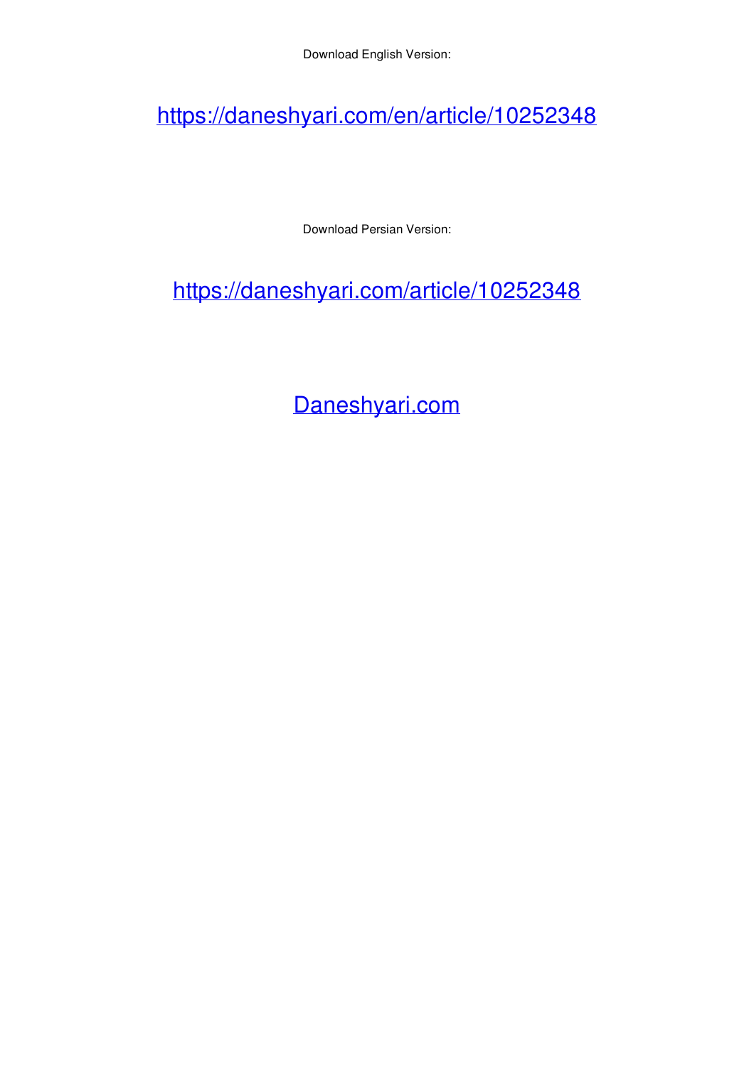Download English Version:

https://daneshyari.com/en/article/10252348

Download Persian Version:

https://daneshyari.com/article/10252348

Daneshyari.com